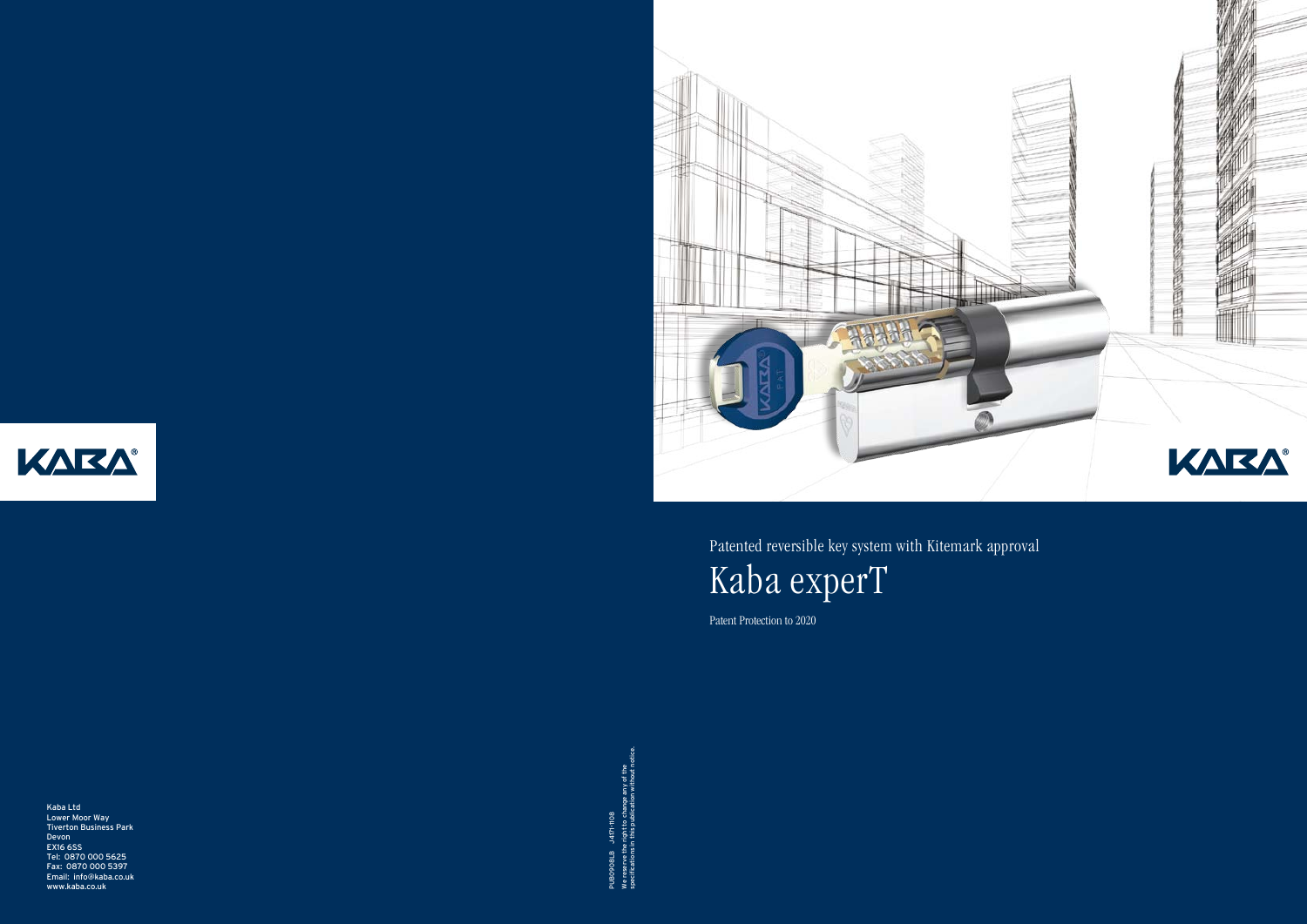Patented reversible key system with Kitemark approval

# Kaba experT

Patent Protection to 2020

Kaba Ltd
Lower Moor Way
Tiverton Business Park
Devon
EX16 6SS
Tel: 0870 000 5625
Fax: 0870 000 5397
Email: info@kaba.co.uk
www.kaba.co.uk

PUB0908LB J4171-1108

We reserve the right to change any of the specifications in this publication without notice.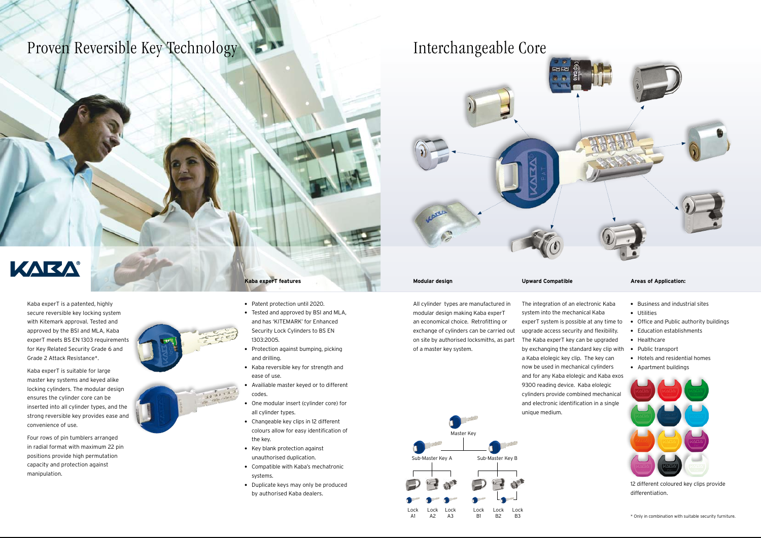# Proven Reversible Key Technology

Kaba experT is a patented, highly secure reversible key locking system with Kitemark approval. Tested and approved by the BSI and MLA, Kaba experT meets BS EN 1303 requirements for Key Related Security Grade 6 and Grade 2 Attack Resistance*.

Kaba experT is suitable for large master key systems and keyed alike locking cylinders. The modular design ensures the cylinder core can be inserted into all cylinder types, and the strong reversible key provides ease and convenience of use.

Four rows of pin tumblers arranged in radial format with maximum 22 pin positions provide high permutation capacity and protection against manipulation.

**Kaba experT features**

- Patent protection until 2020.
- Tested and approved by BSI and MLA, and has 'KITEMARK' for Enhanced Security Lock Cylinders to BS EN 1303:2005.
- Protection against bumping, picking and drilling.
- Kaba reversible key for strength and ease of use.
- Availiable master keyed or to different codes.
- One modular insert (cylinder core) for all cylinder types.
- Changeable key clips in 12 different colours allow for easy identification of the key.
- Key blank protection against unauthorised duplication.
- Compatible with Kaba's mechatronic systems.
- Duplicate keys may only be produced by authorised Kaba dealers.

# Interchangeable Core

**Modular design**

All cylinder types are manufactured in modular design making Kaba experT an economical choice. Retrofitting or exchange of cylinders can be carried out on site by authorised locksmiths, as part of a master key system.

Master Key

Sub-Master Key A

Sub-Master Key B

Lock A1 Lock A2 Lock A3 Lock B1 Lock B2 Lock B3

**Upward Compatible**

The integration of an electronic Kaba system into the mechanical Kaba experT system is possible at any time to upgrade access security and flexibility. The Kaba experT key can be upgraded by exchanging the standard key clip with a Kaba elolegic key clip. The key can now be used in mechanical cylinders and for any Kaba elolegic and Kaba exos 9300 reading device. Kaba elolegic cylinders provide combined mechanical and electronic identification in a single unique medium.

**Areas of Application:**

- Business and industrial sites
- Utilities
- Office and Public authority buildings
- Education establishments
- Healthcare
- Public transport
- Hotels and residential homes
- Apartment buildings

12 different coloured key clips provide differentiation.

\* Only in combination with suitable security furniture.